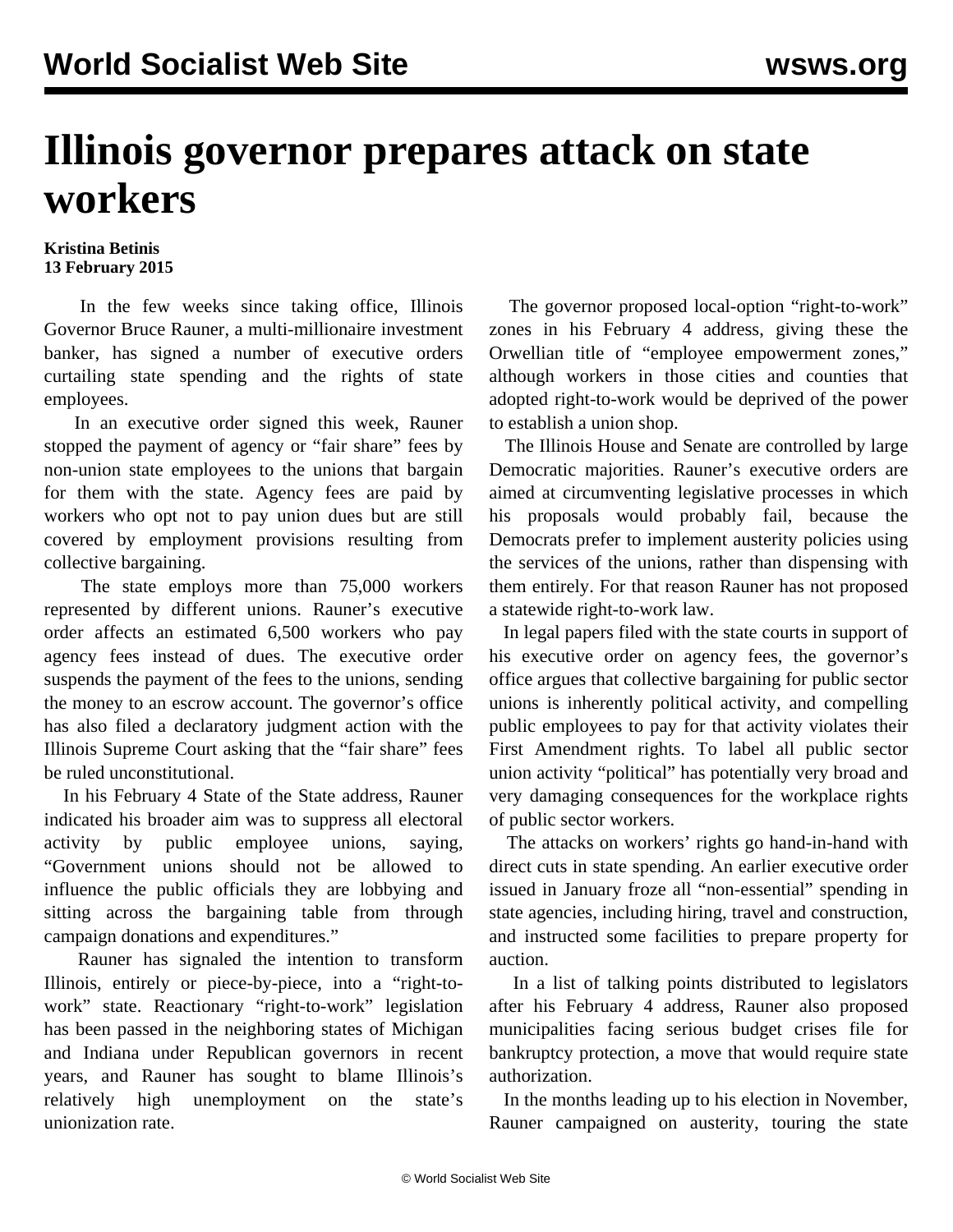# Illinois governor prepares attack on state workers

**Kristina Betinis**
**13 February 2015**

In the few weeks since taking office, Illinois Governor Bruce Rauner, a multi-millionaire investment banker, has signed a number of executive orders curtailing state spending and the rights of state employees.

In an executive order signed this week, Rauner stopped the payment of agency or "fair share" fees by non-union state employees to the unions that bargain for them with the state. Agency fees are paid by workers who opt not to pay union dues but are still covered by employment provisions resulting from collective bargaining.

The state employs more than 75,000 workers represented by different unions. Rauner's executive order affects an estimated 6,500 workers who pay agency fees instead of dues. The executive order suspends the payment of the fees to the unions, sending the money to an escrow account. The governor's office has also filed a declaratory judgment action with the Illinois Supreme Court asking that the "fair share" fees be ruled unconstitutional.

In his February 4 State of the State address, Rauner indicated his broader aim was to suppress all electoral activity by public employee unions, saying, "Government unions should not be allowed to influence the public officials they are lobbying and sitting across the bargaining table from through campaign donations and expenditures."

Rauner has signaled the intention to transform Illinois, entirely or piece-by-piece, into a "right-to-work" state. Reactionary "right-to-work" legislation has been passed in the neighboring states of Michigan and Indiana under Republican governors in recent years, and Rauner has sought to blame Illinois's relatively high unemployment on the state's unionization rate.

The governor proposed local-option "right-to-work" zones in his February 4 address, giving these the Orwellian title of "employee empowerment zones," although workers in those cities and counties that adopted right-to-work would be deprived of the power to establish a union shop.

The Illinois House and Senate are controlled by large Democratic majorities. Rauner's executive orders are aimed at circumventing legislative processes in which his proposals would probably fail, because the Democrats prefer to implement austerity policies using the services of the unions, rather than dispensing with them entirely. For that reason Rauner has not proposed a statewide right-to-work law.

In legal papers filed with the state courts in support of his executive order on agency fees, the governor's office argues that collective bargaining for public sector unions is inherently political activity, and compelling public employees to pay for that activity violates their First Amendment rights. To label all public sector union activity "political" has potentially very broad and very damaging consequences for the workplace rights of public sector workers.

The attacks on workers' rights go hand-in-hand with direct cuts in state spending. An earlier executive order issued in January froze all "non-essential" spending in state agencies, including hiring, travel and construction, and instructed some facilities to prepare property for auction.

In a list of talking points distributed to legislators after his February 4 address, Rauner also proposed municipalities facing serious budget crises file for bankruptcy protection, a move that would require state authorization.

In the months leading up to his election in November, Rauner campaigned on austerity, touring the state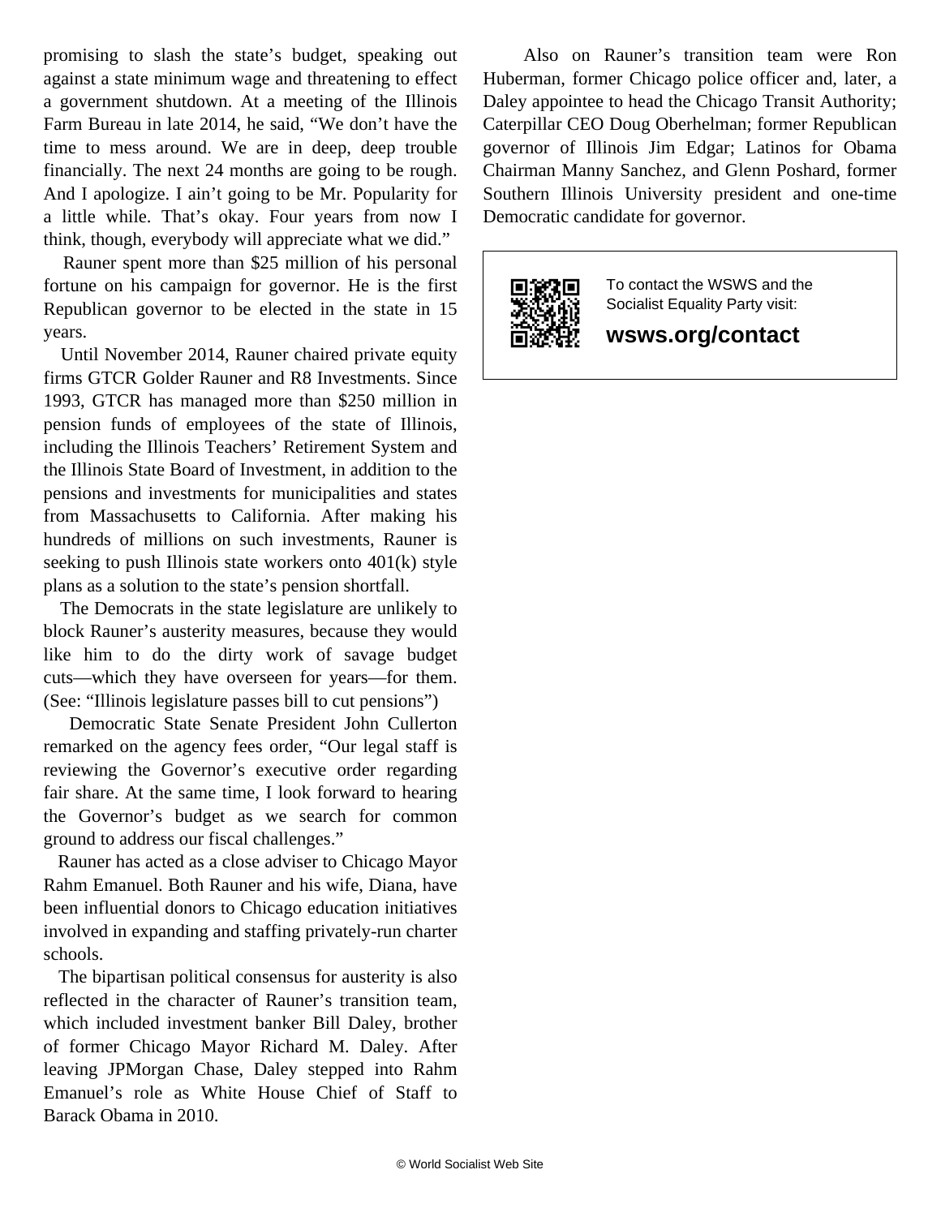promising to slash the state's budget, speaking out against a state minimum wage and threatening to effect a government shutdown. At a meeting of the Illinois Farm Bureau in late 2014, he said, "We don't have the time to mess around. We are in deep, deep trouble financially. The next 24 months are going to be rough. And I apologize. I ain't going to be Mr. Popularity for a little while. That's okay. Four years from now I think, though, everybody will appreciate what we did."

Rauner spent more than $25 million of his personal fortune on his campaign for governor. He is the first Republican governor to be elected in the state in 15 years.

Until November 2014, Rauner chaired private equity firms GTCR Golder Rauner and R8 Investments. Since 1993, GTCR has managed more than $250 million in pension funds of employees of the state of Illinois, including the Illinois Teachers' Retirement System and the Illinois State Board of Investment, in addition to the pensions and investments for municipalities and states from Massachusetts to California. After making his hundreds of millions on such investments, Rauner is seeking to push Illinois state workers onto 401(k) style plans as a solution to the state's pension shortfall.

The Democrats in the state legislature are unlikely to block Rauner's austerity measures, because they would like him to do the dirty work of savage budget cuts—which they have overseen for years—for them. (See: "Illinois legislature passes bill to cut pensions")

Democratic State Senate President John Cullerton remarked on the agency fees order, "Our legal staff is reviewing the Governor's executive order regarding fair share. At the same time, I look forward to hearing the Governor's budget as we search for common ground to address our fiscal challenges."

Rauner has acted as a close adviser to Chicago Mayor Rahm Emanuel. Both Rauner and his wife, Diana, have been influential donors to Chicago education initiatives involved in expanding and staffing privately-run charter schools.

The bipartisan political consensus for austerity is also reflected in the character of Rauner's transition team, which included investment banker Bill Daley, brother of former Chicago Mayor Richard M. Daley. After leaving JPMorgan Chase, Daley stepped into Rahm Emanuel's role as White House Chief of Staff to Barack Obama in 2010.

Also on Rauner's transition team were Ron Huberman, former Chicago police officer and, later, a Daley appointee to head the Chicago Transit Authority; Caterpillar CEO Doug Oberhelman; former Republican governor of Illinois Jim Edgar; Latinos for Obama Chairman Manny Sanchez, and Glenn Poshard, former Southern Illinois University president and one-time Democratic candidate for governor.

To contact the WSWS and the Socialist Equality Party visit:

**wsws.org/contact**